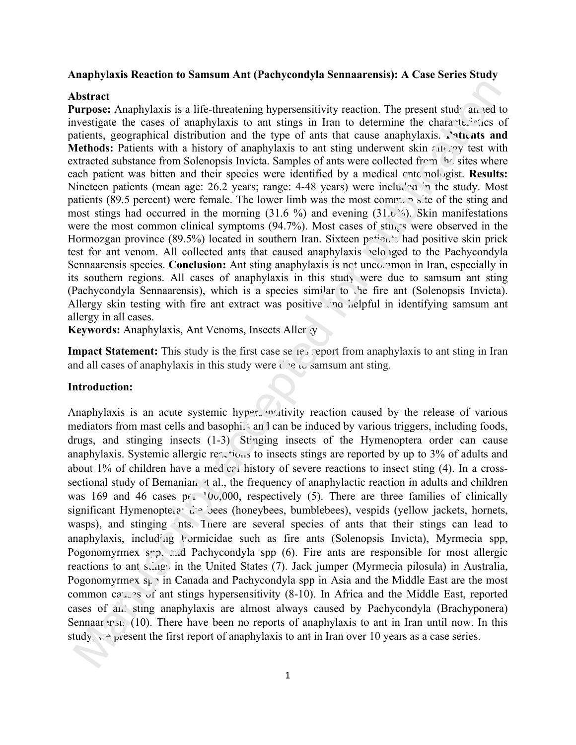**Anaphylaxis Reaction to Samsum Ant (Pachycondyla Sennaarensis): A Case Series Study**

**Abstract**

**Purpose:** Anaphylaxis is a life-threatening hypersensitivity reaction. The present study aimed to investigate the cases of anaphylaxis to ant stings in Iran to determine the characteristics of patients, geographical distribution and the type of ants that cause anaphylaxis. **Patients and Methods:** Patients with a history of anaphylaxis to ant sting underwent skin allergy test with extracted substance from Solenopsis Invicta. Samples of ants were collected from the sites where each patient was bitten and their species were identified by a medical entomologist. **Results:** Nineteen patients (mean age: 26.2 years; range: 4-48 years) were included in the study. Most patients (89.5 percent) were female. The lower limb was the most common site of the sting and most stings had occurred in the morning (31.6 %) and evening (31.6%). Skin manifestations were the most common clinical symptoms (94.7%). Most cases of stings were observed in the Hormozgan province (89.5%) located in southern Iran. Sixteen patients had positive skin prick test for ant venom. All collected ants that caused anaphylaxis belonged to the Pachycondyla Sennaarensis species. **Conclusion:** Ant sting anaphylaxis is not uncommon in Iran, especially in its southern regions. All cases of anaphylaxis in this study were due to samsum ant sting (Pachycondyla Sennaarensis), which is a species similar to the fire ant (Solenopsis Invicta). Allergy skin testing with fire ant extract was positive and helpful in identifying samsum ant allergy in all cases.

**Keywords:** Anaphylaxis, Ant Venoms, Insects Allergy

**Impact Statement:** This study is the first case series report from anaphylaxis to ant sting in Iran and all cases of anaphylaxis in this study were due to samsum ant sting.

**Introduction:**

Anaphylaxis is an acute systemic hypersensitivity reaction caused by the release of various mediators from mast cells and basophils and can be induced by various triggers, including foods, drugs, and stinging insects (1-3). Stinging insects of the Hymenoptera order can cause anaphylaxis. Systemic allergic reactions to insects stings are reported by up to 3% of adults and about 1% of children have a medical history of severe reactions to insect sting (4). In a cross-sectional study of Bemanian et al., the frequency of anaphylactic reaction in adults and children was 169 and 46 cases per 100,000, respectively (5). There are three families of clinically significant Hymenoptera: the bees (honeybees, bumblebees), vespids (yellow jackets, hornets, wasps), and stinging ants. There are several species of ants that their stings can lead to anaphylaxis, including Formicidae such as fire ants (Solenopsis Invicta), Myrmecia spp, Pogonomyrmex spp, and Pachycondyla spp (6). Fire ants are responsible for most allergic reactions to ant stings in the United States (7). Jack jumper (Myrmecia pilosula) in Australia, Pogonomyrmex spp in Canada and Pachycondyla spp in Asia and the Middle East are the most common causes of ant stings hypersensitivity (8-10). In Africa and the Middle East, reported cases of ant sting anaphylaxis are almost always caused by Pachycondyla (Brachyponera) Sennaarensis (10). There have been no reports of anaphylaxis to ant in Iran until now. In this study, we present the first report of anaphylaxis to ant in Iran over 10 years as a case series.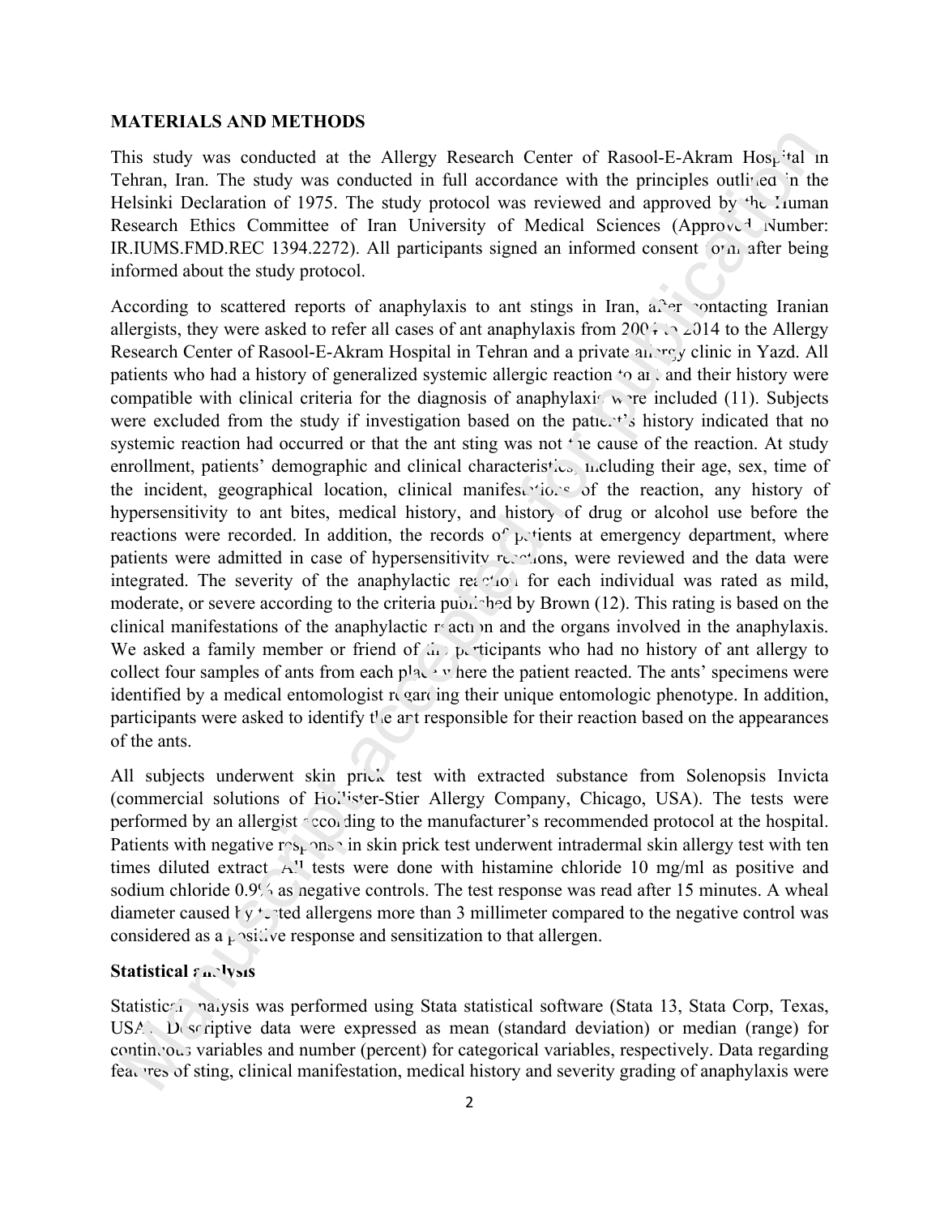## MATERIALS AND METHODS

This study was conducted at the Allergy Research Center of Rasool-E-Akram Hospital in Tehran, Iran. The study was conducted in full accordance with the principles outlined in the Helsinki Declaration of 1975. The study protocol was reviewed and approved by the Human Research Ethics Committee of Iran University of Medical Sciences (Approved Number: IR.IUMS.FMD.REC 1394.2272). All participants signed an informed consent form after being informed about the study protocol.

According to scattered reports of anaphylaxis to ant stings in Iran, after contacting Iranian allergists, they were asked to refer all cases of ant anaphylaxis from 2004 to 2014 to the Allergy Research Center of Rasool-E-Akram Hospital in Tehran and a private allergy clinic in Yazd. All patients who had a history of generalized systemic allergic reaction to ant and their history were compatible with clinical criteria for the diagnosis of anaphylaxis were included (11). Subjects were excluded from the study if investigation based on the patient's history indicated that no systemic reaction had occurred or that the ant sting was not the cause of the reaction. At study enrollment, patients' demographic and clinical characteristics, including their age, sex, time of the incident, geographical location, clinical manifestations of the reaction, any history of hypersensitivity to ant bites, medical history, and history of drug or alcohol use before the reactions were recorded. In addition, the records of patients at emergency department, where patients were admitted in case of hypersensitivity reactions, were reviewed and the data were integrated. The severity of the anaphylactic reaction for each individual was rated as mild, moderate, or severe according to the criteria published by Brown (12). This rating is based on the clinical manifestations of the anaphylactic reaction and the organs involved in the anaphylaxis. We asked a family member or friend of the participants who had no history of ant allergy to collect four samples of ants from each place where the patient reacted. The ants' specimens were identified by a medical entomologist regarding their unique entomologic phenotype. In addition, participants were asked to identify the ant responsible for their reaction based on the appearances of the ants.

All subjects underwent skin prick test with extracted substance from Solenopsis Invicta (commercial solutions of Hollister-Stier Allergy Company, Chicago, USA). The tests were performed by an allergist according to the manufacturer's recommended protocol at the hospital. Patients with negative response in skin prick test underwent intradermal skin allergy test with ten times diluted extract. All tests were done with histamine chloride 10 mg/ml as positive and sodium chloride 0.9% as negative controls. The test response was read after 15 minutes. A wheal diameter caused by tested allergens more than 3 millimeter compared to the negative control was considered as a positive response and sensitization to that allergen.

### Statistical analysis

Statistical analysis was performed using Stata statistical software (Stata 13, Stata Corp, Texas, USA). Descriptive data were expressed as mean (standard deviation) or median (range) for continuous variables and number (percent) for categorical variables, respectively. Data regarding features of sting, clinical manifestation, medical history and severity grading of anaphylaxis were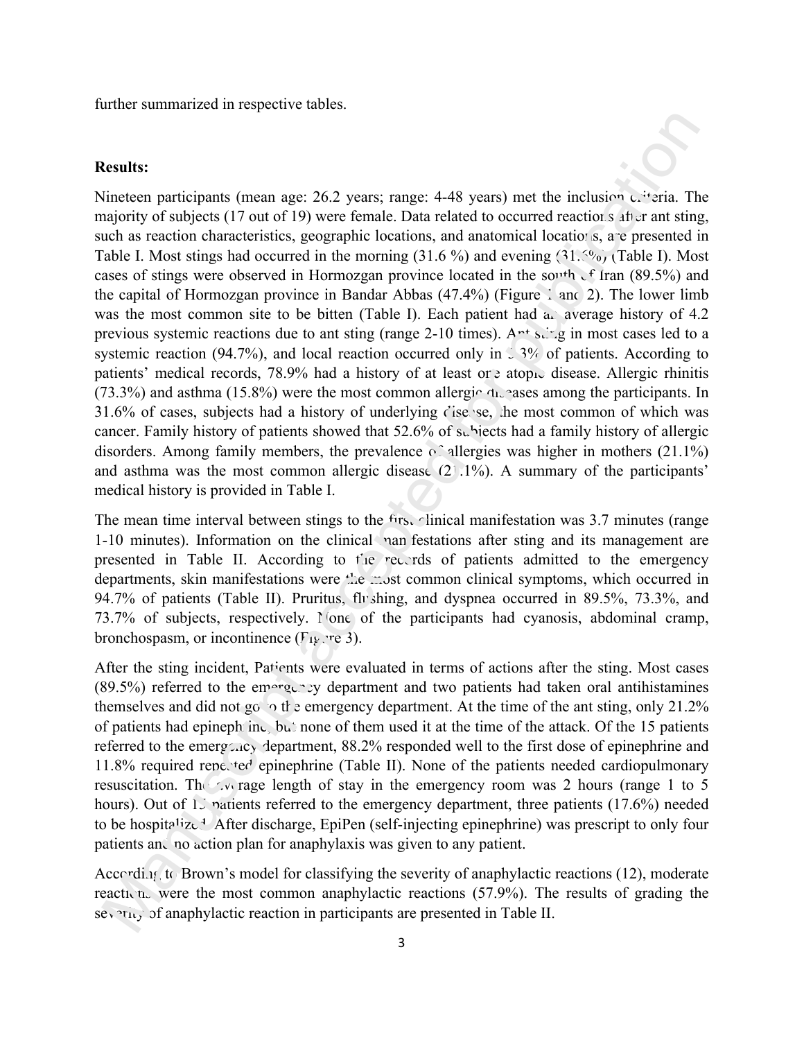further summarized in respective tables.

**Results:**

Nineteen participants (mean age: 26.2 years; range: 4-48 years) met the inclusion criteria. The majority of subjects (17 out of 19) were female. Data related to occurred reactions after ant sting, such as reaction characteristics, geographic locations, and anatomical locations, are presented in Table I. Most stings had occurred in the morning (31.6 %) and evening (31.6%) (Table I). Most cases of stings were observed in Hormozgan province located in the south of Iran (89.5%) and the capital of Hormozgan province in Bandar Abbas (47.4%) (Figure 1 and 2). The lower limb was the most common site to be bitten (Table I). Each patient had an average history of 4.2 previous systemic reactions due to ant sting (range 2-10 times). Ant sting in most cases led to a systemic reaction (94.7%), and local reaction occurred only in 5.3% of patients. According to patients' medical records, 78.9% had a history of at least one atopic disease. Allergic rhinitis (73.3%) and asthma (15.8%) were the most common allergic diseases among the participants. In 31.6% of cases, subjects had a history of underlying disease, the most common of which was cancer. Family history of patients showed that 52.6% of subjects had a family history of allergic disorders. Among family members, the prevalence of allergies was higher in mothers (21.1%) and asthma was the most common allergic disease (21.1%). A summary of the participants' medical history is provided in Table I.

The mean time interval between stings to the first clinical manifestation was 3.7 minutes (range 1-10 minutes). Information on the clinical manifestations after sting and its management are presented in Table II. According to the records of patients admitted to the emergency departments, skin manifestations were the most common clinical symptoms, which occurred in 94.7% of patients (Table II). Pruritus, flushing, and dyspnea occurred in 89.5%, 73.3%, and 73.7% of subjects, respectively. None of the participants had cyanosis, abdominal cramp, bronchospasm, or incontinence (Figure 3).

After the sting incident, Patients were evaluated in terms of actions after the sting. Most cases (89.5%) referred to the emergency department and two patients had taken oral antihistamines themselves and did not go to the emergency department. At the time of the ant sting, only 21.2% of patients had epinephrine, but none of them used it at the time of the attack. Of the 15 patients referred to the emergency department, 88.2% responded well to the first dose of epinephrine and 11.8% required repeated epinephrine (Table II). None of the patients needed cardiopulmonary resuscitation. The average length of stay in the emergency room was 2 hours (range 1 to 5 hours). Out of 15 patients referred to the emergency department, three patients (17.6%) needed to be hospitalized. After discharge, EpiPen (self-injecting epinephrine) was prescript to only four patients and no action plan for anaphylaxis was given to any patient.

According to Brown's model for classifying the severity of anaphylactic reactions (12), moderate reactions were the most common anaphylactic reactions (57.9%). The results of grading the severity of anaphylactic reaction in participants are presented in Table II.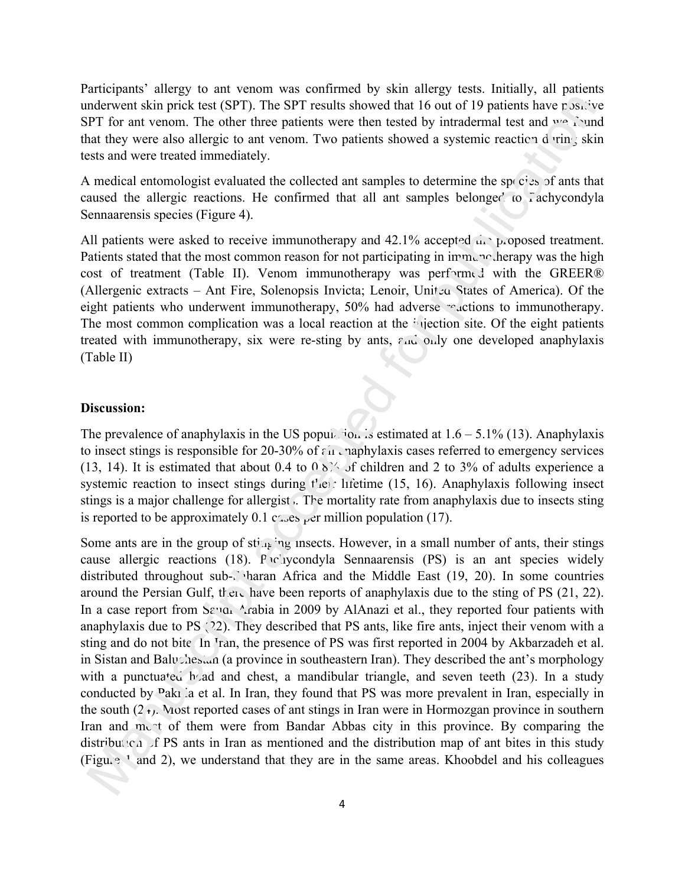Participants' allergy to ant venom was confirmed by skin allergy tests. Initially, all patients underwent skin prick test (SPT). The SPT results showed that 16 out of 19 patients have positive SPT for ant venom. The other three patients were then tested by intradermal test and we found that they were also allergic to ant venom. Two patients showed a systemic reaction during skin tests and were treated immediately.

A medical entomologist evaluated the collected ant samples to determine the species of ants that caused the allergic reactions. He confirmed that all ant samples belonged to Pachycondyla Sennaarensis species (Figure 4).

All patients were asked to receive immunotherapy and 42.1% accepted the proposed treatment. Patients stated that the most common reason for not participating in immunotherapy was the high cost of treatment (Table II). Venom immunotherapy was performed with the GREER® (Allergenic extracts – Ant Fire, Solenopsis Invicta; Lenoir, United States of America). Of the eight patients who underwent immunotherapy, 50% had adverse reactions to immunotherapy. The most common complication was a local reaction at the injection site. Of the eight patients treated with immunotherapy, six were re-sting by ants, and only one developed anaphylaxis (Table II)

**Discussion:**

The prevalence of anaphylaxis in the US population is estimated at 1.6 – 5.1% (13). Anaphylaxis to insect stings is responsible for 20-30% of all anaphylaxis cases referred to emergency services (13, 14). It is estimated that about 0.4 to 0.8% of children and 2 to 3% of adults experience a systemic reaction to insect stings during their lifetime (15, 16). Anaphylaxis following insect stings is a major challenge for allergists. The mortality rate from anaphylaxis due to insects sting is reported to be approximately 0.1 cases per million population (17).

Some ants are in the group of stinging insects. However, in a small number of ants, their stings cause allergic reactions (18). Pachycondyla Sennaarensis (PS) is an ant species widely distributed throughout sub-Saharan Africa and the Middle East (19, 20). In some countries around the Persian Gulf, there have been reports of anaphylaxis due to the sting of PS (21, 22). In a case report from Saudi Arabia in 2009 by AlAnazi et al., they reported four patients with anaphylaxis due to PS (22). They described that PS ants, like fire ants, inject their venom with a sting and do not bite. In Iran, the presence of PS was first reported in 2004 by Akbarzadeh et al. in Sistan and Baluchestan (a province in southeastern Iran). They described the ant's morphology with a punctuated head and chest, a mandibular triangle, and seven teeth (23). In a study conducted by Paknia et al. In Iran, they found that PS was more prevalent in Iran, especially in the south (24). Most reported cases of ant stings in Iran were in Hormozgan province in southern Iran and most of them were from Bandar Abbas city in this province. By comparing the distribution of PS ants in Iran as mentioned and the distribution map of ant bites in this study (Figure 1 and 2), we understand that they are in the same areas. Khoobdel and his colleagues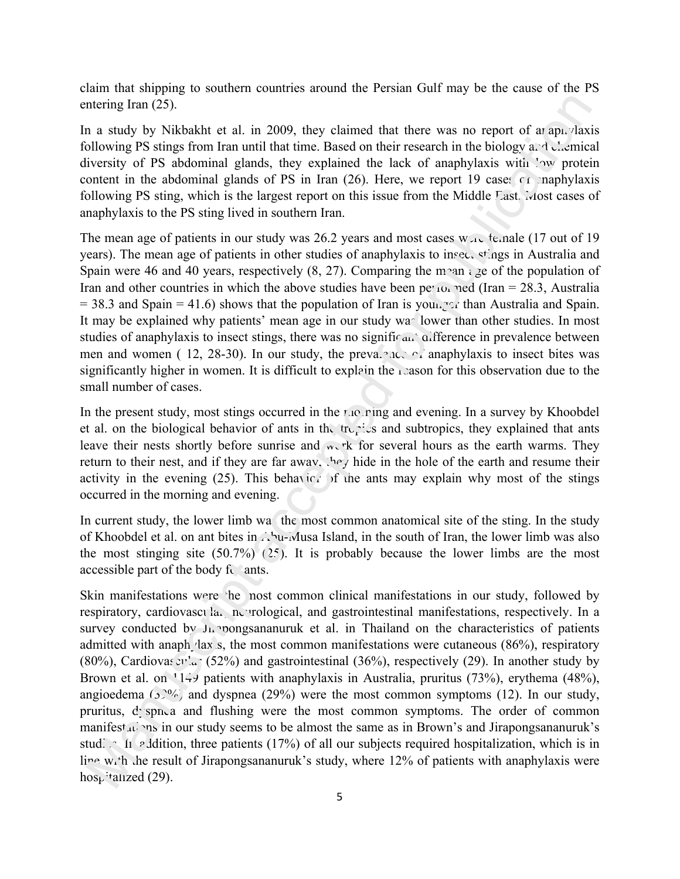claim that shipping to southern countries around the Persian Gulf may be the cause of the PS entering Iran (25).

In a study by Nikbakht et al. in 2009, they claimed that there was no report of anaphylaxis following PS stings from Iran until that time. Based on their research in the biology and chemical diversity of PS abdominal glands, they explained the lack of anaphylaxis with low protein content in the abdominal glands of PS in Iran (26). Here, we report 19 cases of anaphylaxis following PS sting, which is the largest report on this issue from the Middle East. Most cases of anaphylaxis to the PS sting lived in southern Iran.

The mean age of patients in our study was 26.2 years and most cases were female (17 out of 19 years). The mean age of patients in other studies of anaphylaxis to insect stings in Australia and Spain were 46 and 40 years, respectively (8, 27). Comparing the mean age of the population of Iran and other countries in which the above studies have been performed (Iran = 28.3, Australia = 38.3 and Spain = 41.6) shows that the population of Iran is younger than Australia and Spain. It may be explained why patients' mean age in our study was lower than other studies. In most studies of anaphylaxis to insect stings, there was no significant difference in prevalence between men and women ( 12, 28-30). In our study, the prevalence of anaphylaxis to insect bites was significantly higher in women. It is difficult to explain the reason for this observation due to the small number of cases.

In the present study, most stings occurred in the morning and evening. In a survey by Khoobdel et al. on the biological behavior of ants in the tropics and subtropics, they explained that ants leave their nests shortly before sunrise and work for several hours as the earth warms. They return to their nest, and if they are far away, they hide in the hole of the earth and resume their activity in the evening (25). This behavior of the ants may explain why most of the stings occurred in the morning and evening.

In current study, the lower limb was the most common anatomical site of the sting. In the study of Khoobdel et al. on ant bites in Abu-Musa Island, in the south of Iran, the lower limb was also the most stinging site (50.7%) (25). It is probably because the lower limbs are the most accessible part of the body for ants.

Skin manifestations were the most common clinical manifestations in our study, followed by respiratory, cardiovascular, neurological, and gastrointestinal manifestations, respectively. In a survey conducted by Jirapongsananuruk et al. in Thailand on the characteristics of patients admitted with anaphylaxis, the most common manifestations were cutaneous (86%), respiratory (80%), Cardiovascular (52%) and gastrointestinal (36%), respectively (29). In another study by Brown et al. on 1149 patients with anaphylaxis in Australia, pruritus (73%), erythema (48%), angioedema (32%) and dyspnea (29%) were the most common symptoms (12). In our study, pruritus, dyspnea and flushing were the most common symptoms. The order of common manifestations in our study seems to be almost the same as in Brown's and Jirapongsananuruk's studies. In addition, three patients (17%) of all our subjects required hospitalization, which is in line with the result of Jirapongsananuruk's study, where 12% of patients with anaphylaxis were hospitalized (29).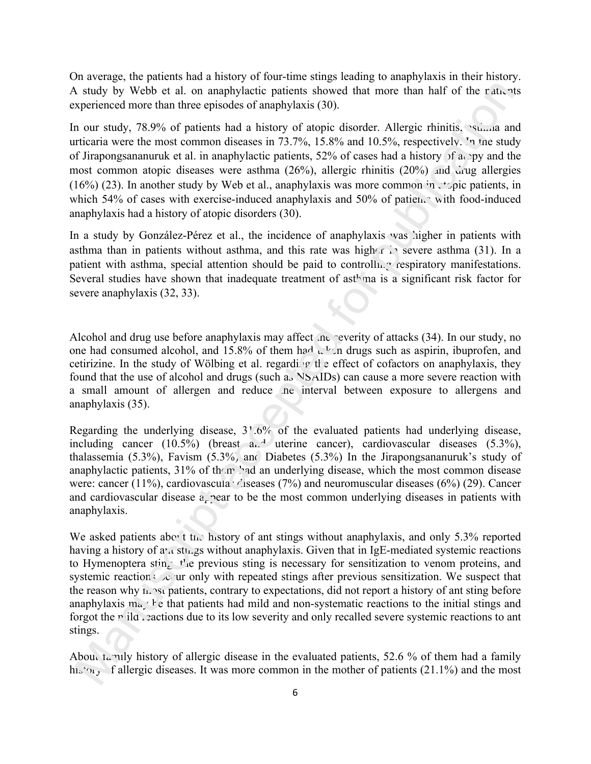On average, the patients had a history of four-time stings leading to anaphylaxis in their history. A study by Webb et al. on anaphylactic patients showed that more than half of the patients experienced more than three episodes of anaphylaxis (30).

In our study, 78.9% of patients had a history of atopic disorder. Allergic rhinitis, asthma and urticaria were the most common diseases in 73.7%, 15.8% and 10.5%, respectively. In the study of Jirapongsananuruk et al. in anaphylactic patients, 52% of cases had a history of atopy and the most common atopic diseases were asthma (26%), allergic rhinitis (20%) and drug allergies (16%) (23). In another study by Web et al., anaphylaxis was more common in atopic patients, in which 54% of cases with exercise-induced anaphylaxis and 50% of patients with food-induced anaphylaxis had a history of atopic disorders (30).

In a study by González-Pérez et al., the incidence of anaphylaxis was higher in patients with asthma than in patients without asthma, and this rate was higher in severe asthma (31). In a patient with asthma, special attention should be paid to controlling respiratory manifestations. Several studies have shown that inadequate treatment of asthma is a significant risk factor for severe anaphylaxis (32, 33).

Alcohol and drug use before anaphylaxis may affect the severity of attacks (34). In our study, no one had consumed alcohol, and 15.8% of them had taken drugs such as aspirin, ibuprofen, and cetirizine. In the study of Wölbing et al. regarding the effect of cofactors on anaphylaxis, they found that the use of alcohol and drugs (such as NSAIDs) can cause a more severe reaction with a small amount of allergen and reduce the interval between exposure to allergens and anaphylaxis (35).

Regarding the underlying disease, 31.6% of the evaluated patients had underlying disease, including cancer (10.5%) (breast and uterine cancer), cardiovascular diseases (5.3%), thalassemia (5.3%), Favism (5.3%), and Diabetes (5.3%) In the Jirapongsananuruk's study of anaphylactic patients, 31% of them had an underlying disease, which the most common disease were: cancer (11%), cardiovascular diseases (7%) and neuromuscular diseases (6%) (29). Cancer and cardiovascular disease appear to be the most common underlying diseases in patients with anaphylaxis.

We asked patients about the history of ant stings without anaphylaxis, and only 5.3% reported having a history of ant stings without anaphylaxis. Given that in IgE-mediated systemic reactions to Hymenoptera sting, the previous sting is necessary for sensitization to venom proteins, and systemic reactions occur only with repeated stings after previous sensitization. We suspect that the reason why most patients, contrary to expectations, did not report a history of ant sting before anaphylaxis may be that patients had mild and non-systematic reactions to the initial stings and forgot the mild reactions due to its low severity and only recalled severe systemic reactions to ant stings.

About family history of allergic disease in the evaluated patients, 52.6 % of them had a family history of allergic diseases. It was more common in the mother of patients (21.1%) and the most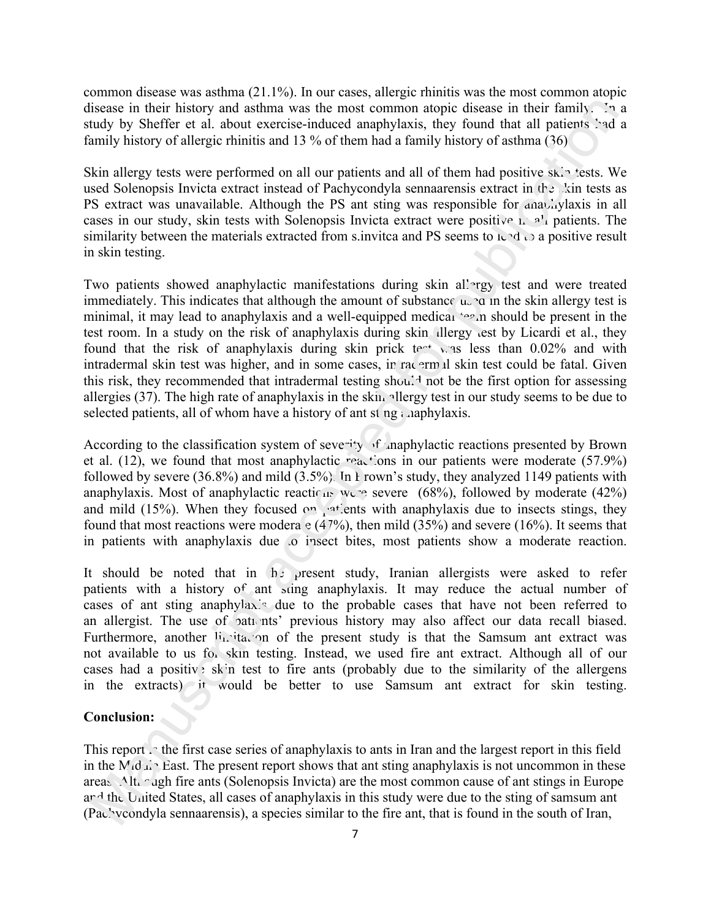common disease was asthma (21.1%). In our cases, allergic rhinitis was the most common atopic disease in their history and asthma was the most common atopic disease in their family. In a study by Sheffer et al. about exercise-induced anaphylaxis, they found that all patients had a family history of allergic rhinitis and 13 % of them had a family history of asthma (36)

Skin allergy tests were performed on all our patients and all of them had positive skin tests. We used Solenopsis Invicta extract instead of Pachycondyla sennaarensis extract in the skin tests as PS extract was unavailable. Although the PS ant sting was responsible for anaphylaxis in all cases in our study, skin tests with Solenopsis Invicta extract were positive in all patients. The similarity between the materials extracted from s.invitca and PS seems to lead to a positive result in skin testing.

Two patients showed anaphylactic manifestations during skin allergy test and were treated immediately. This indicates that although the amount of substance used in the skin allergy test is minimal, it may lead to anaphylaxis and a well-equipped medical team should be present in the test room. In a study on the risk of anaphylaxis during skin allergy test by Licardi et al., they found that the risk of anaphylaxis during skin prick test was less than 0.02% and with intradermal skin test was higher, and in some cases, intradermal skin test could be fatal. Given this risk, they recommended that intradermal testing should not be the first option for assessing allergies (37). The high rate of anaphylaxis in the skin allergy test in our study seems to be due to selected patients, all of whom have a history of ant sting anaphylaxis.

According to the classification system of severity of anaphylactic reactions presented by Brown et al. (12), we found that most anaphylactic reactions in our patients were moderate (57.9%) followed by severe (36.8%) and mild (3.5%). In Brown's study, they analyzed 1149 patients with anaphylaxis. Most of anaphylactic reactions were severe (68%), followed by moderate (42%) and mild (15%). When they focused on patients with anaphylaxis due to insects stings, they found that most reactions were moderate (47%), then mild (35%) and severe (16%). It seems that in patients with anaphylaxis due to insect bites, most patients show a moderate reaction.

It should be noted that in the present study, Iranian allergists were asked to refer patients with a history of ant sting anaphylaxis. It may reduce the actual number of cases of ant sting anaphylaxis due to the probable cases that have not been referred to an allergist. The use of patients' previous history may also affect our data recall biased. Furthermore, another limitation of the present study is that the Samsum ant extract was not available to us for skin testing. Instead, we used fire ant extract. Although all of our cases had a positive skin test to fire ants (probably due to the similarity of the allergens in the extracts) it would be better to use Samsum ant extract for skin testing.

**Conclusion:**

This report is the first case series of anaphylaxis to ants in Iran and the largest report in this field in the Middle East. The present report shows that ant sting anaphylaxis is not uncommon in these areas. Although fire ants (Solenopsis Invicta) are the most common cause of ant stings in Europe and the United States, all cases of anaphylaxis in this study were due to the sting of samsum ant (Pachycondyla sennaarensis), a species similar to the fire ant, that is found in the south of Iran,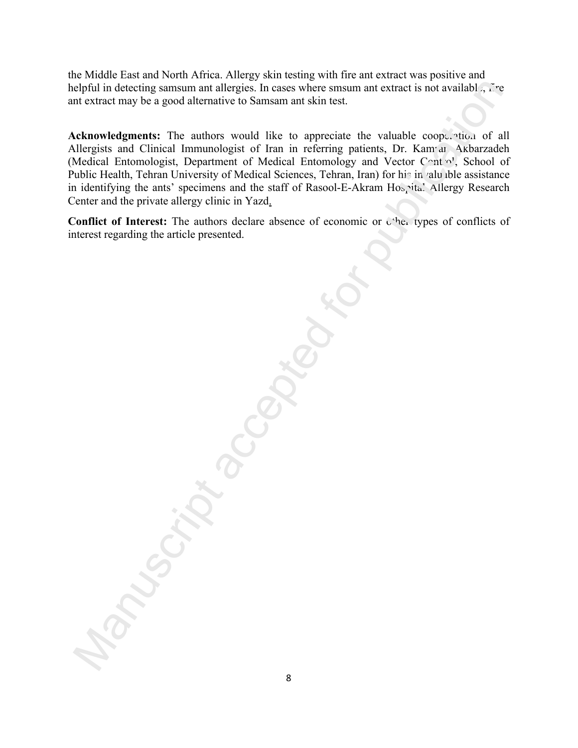the Middle East and North Africa. Allergy skin testing with fire ant extract was positive and helpful in detecting samsum ant allergies. In cases where smsum ant extract is not available, fire ant extract may be a good alternative to Samsam ant skin test.

**Acknowledgments:** The authors would like to appreciate the valuable cooperation of all Allergists and Clinical Immunologist of Iran in referring patients, Dr. Kamran Akbarzadeh (Medical Entomologist, Department of Medical Entomology and Vector Control, School of Public Health, Tehran University of Medical Sciences, Tehran, Iran) for his invaluable assistance in identifying the ants' specimens and the staff of Rasool-E-Akram Hospital Allergy Research Center and the private allergy clinic in Yazd.

**Conflict of Interest:** The authors declare absence of economic or other types of conflicts of interest regarding the article presented.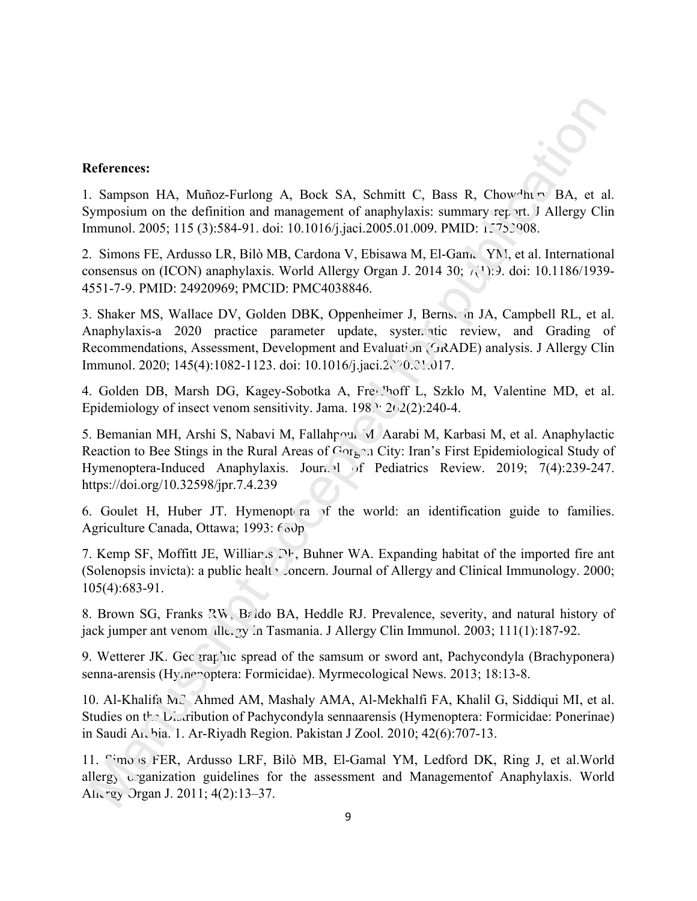**References:**

1. Sampson HA, Muñoz-Furlong A, Bock SA, Schmitt C, Bass R, Chowdhury BA, et al. Symposium on the definition and management of anaphylaxis: summary report. J Allergy Clin Immunol. 2005; 115 (3):584-91. doi: 10.1016/j.jaci.2005.01.009. PMID: 15753908.

2. Simons FE, Ardusso LR, Bilò MB, Cardona V, Ebisawa M, El-Gamal YM, et al. International consensus on (ICON) anaphylaxis. World Allergy Organ J. 2014 30; 7(1):9. doi: 10.1186/1939-4551-7-9. PMID: 24920969; PMCID: PMC4038846.

3. Shaker MS, Wallace DV, Golden DBK, Oppenheimer J, Bernstein JA, Campbell RL, et al. Anaphylaxis-a 2020 practice parameter update, systematic review, and Grading of Recommendations, Assessment, Development and Evaluation (GRADE) analysis. J Allergy Clin Immunol. 2020; 145(4):1082-1123. doi: 10.1016/j.jaci.2020.01.017.

4. Golden DB, Marsh DG, Kagey-Sobotka A, Freidhoff L, Szklo M, Valentine MD, et al. Epidemiology of insect venom sensitivity. Jama. 1989; 262(2):240-4.

5. Bemanian MH, Arshi S, Nabavi M, Fallahpour M, Aarabi M, Karbasi M, et al. Anaphylactic Reaction to Bee Stings in the Rural Areas of Gorgan City: Iran's First Epidemiological Study of Hymenoptera-Induced Anaphylaxis. Journal of Pediatrics Review. 2019; 7(4):239-247. https://doi.org/10.32598/jpr.7.4.239

6. Goulet H, Huber JT. Hymenoptera of the world: an identification guide to families. Agriculture Canada, Ottawa; 1993: 680p

7. Kemp SF, Moffitt JE, Williams DF, Buhner WA. Expanding habitat of the imported fire ant (Solenopsis invicta): a public health concern. Journal of Allergy and Clinical Immunology. 2000; 105(4):683-91.

8. Brown SG, Franks RW, Baldo BA, Heddle RJ. Prevalence, severity, and natural history of jack jumper ant venom allergy in Tasmania. J Allergy Clin Immunol. 2003; 111(1):187-92.

9. Wetterer JK. Geographic spread of the samsum or sword ant, Pachycondyla (Brachyponera) senna-arensis (Hymenoptera: Formicidae). Myrmecological News. 2013; 18:13-8.

10. Al-Khalifa MS, Ahmed AM, Mashaly AMA, Al-Mekhalfi FA, Khalil G, Siddiqui MI, et al. Studies on the Distribution of Pachycondyla sennaarensis (Hymenoptera: Formicidae: Ponerinae) in Saudi Arabia. 1. Ar-Riyadh Region. Pakistan J Zool. 2010; 42(6):707-13.

11. Simons FER, Ardusso LRF, Bilò MB, El-Gamal YM, Ledford DK, Ring J, et al.World allergy organization guidelines for the assessment and Managementof Anaphylaxis. World Allergy Organ J. 2011; 4(2):13–37.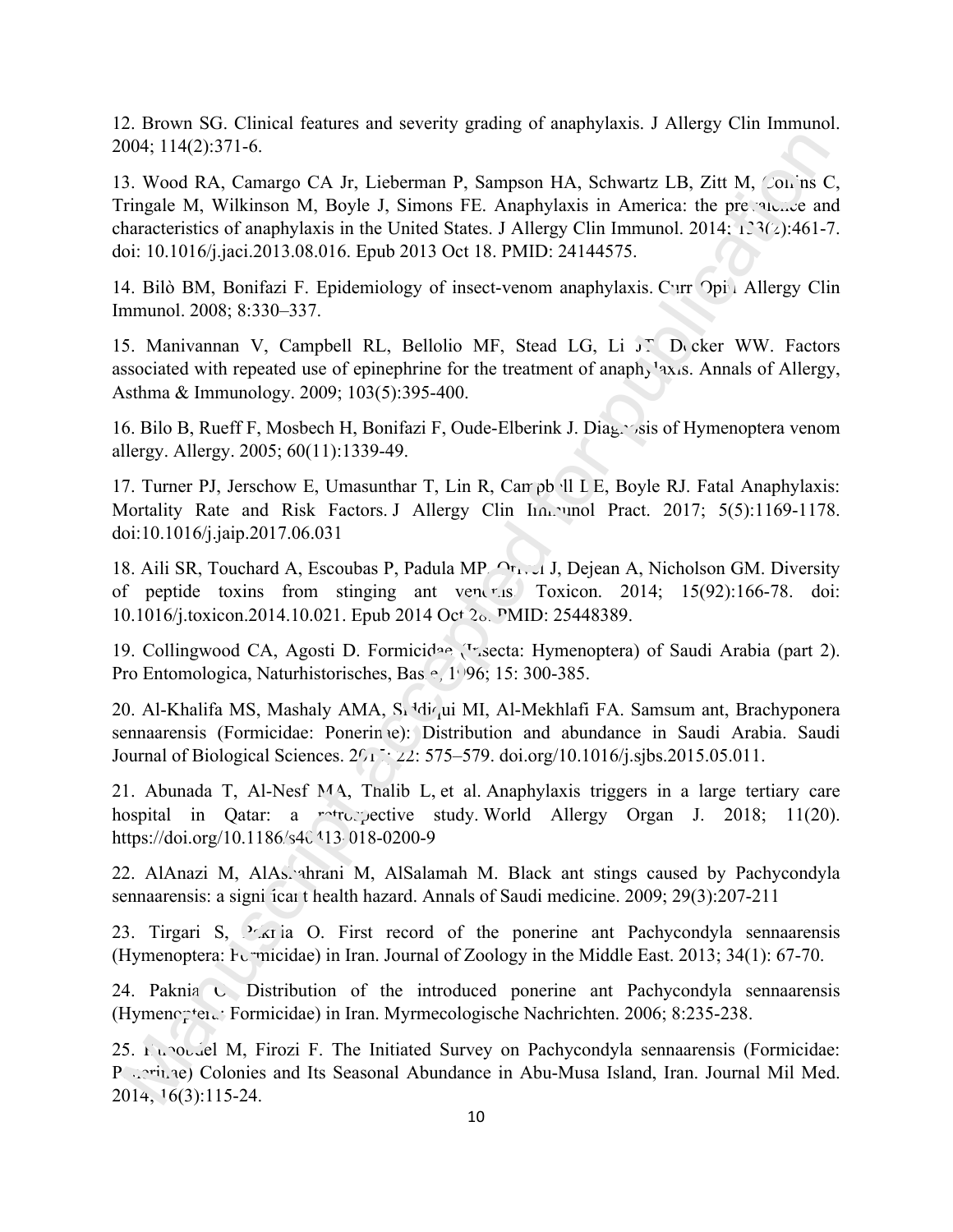12. Brown SG. Clinical features and severity grading of anaphylaxis. J Allergy Clin Immunol. 2004; 114(2):371-6.

13. Wood RA, Camargo CA Jr, Lieberman P, Sampson HA, Schwartz LB, Zitt M, Collins C, Tringale M, Wilkinson M, Boyle J, Simons FE. Anaphylaxis in America: the prevalence and characteristics of anaphylaxis in the United States. J Allergy Clin Immunol. 2014; 133(2):461-7. doi: 10.1016/j.jaci.2013.08.016. Epub 2013 Oct 18. PMID: 24144575.

14. Bilò BM, Bonifazi F. Epidemiology of insect-venom anaphylaxis. Curr Opin Allergy Clin Immunol. 2008; 8:330–337.

15. Manivannan V, Campbell RL, Bellolio MF, Stead LG, Li JT, Decker WW. Factors associated with repeated use of epinephrine for the treatment of anaphylaxis. Annals of Allergy, Asthma & Immunology. 2009; 103(5):395-400.

16. Bilo B, Rueff F, Mosbech H, Bonifazi F, Oude-Elberink J. Diagnosis of Hymenoptera venom allergy. Allergy. 2005; 60(11):1339-49.

17. Turner PJ, Jerschow E, Umasunthar T, Lin R, Campbell DE, Boyle RJ. Fatal Anaphylaxis: Mortality Rate and Risk Factors. J Allergy Clin Immunol Pract. 2017; 5(5):1169-1178. doi:10.1016/j.jaip.2017.06.031

18. Aili SR, Touchard A, Escoubas P, Padula MP, Orivel J, Dejean A, Nicholson GM. Diversity of peptide toxins from stinging ant venoms. Toxicon. 2014; 15(92):166-78. doi: 10.1016/j.toxicon.2014.10.021. Epub 2014 Oct 28. PMID: 25448389.

19. Collingwood CA, Agosti D. Formicidae (Insecta: Hymenoptera) of Saudi Arabia (part 2). Pro Entomologica, Naturhistorisches, Basle, 1996; 15: 300-385.

20. Al-Khalifa MS, Mashaly AMA, Siddiqui MI, Al-Mekhlafi FA. Samsum ant, Brachyponera sennaarensis (Formicidae: Ponerinae): Distribution and abundance in Saudi Arabia. Saudi Journal of Biological Sciences. 2015; 22: 575–579. doi.org/10.1016/j.sjbs.2015.05.011.

21. Abunada T, Al-Nesf MA, Thalib L, et al. Anaphylaxis triggers in a large tertiary care hospital in Qatar: a retrospective study. World Allergy Organ J. 2018; 11(20). https://doi.org/10.1186/s40413-018-0200-9

22. AlAnazi M, AlAshahrani M, AlSalamah M. Black ant stings caused by Pachycondyla sennaarensis: a significant health hazard. Annals of Saudi medicine. 2009; 29(3):207-211

23. Tirgari S, Paknia O. First record of the ponerine ant Pachycondyla sennaarensis (Hymenoptera: Formicidae) in Iran. Journal of Zoology in the Middle East. 2013; 34(1): 67-70.

24. Paknia O. Distribution of the introduced ponerine ant Pachycondyla sennaarensis (Hymenoptera: Formicidae) in Iran. Myrmecologische Nachrichten. 2006; 8:235-238.

25. Fakoorziba M, Firozi F. The Initiated Survey on Pachycondyla sennaarensis (Formicidae: Ponerinae) Colonies and Its Seasonal Abundance in Abu-Musa Island, Iran. Journal Mil Med. 2014; 16(3):115-24.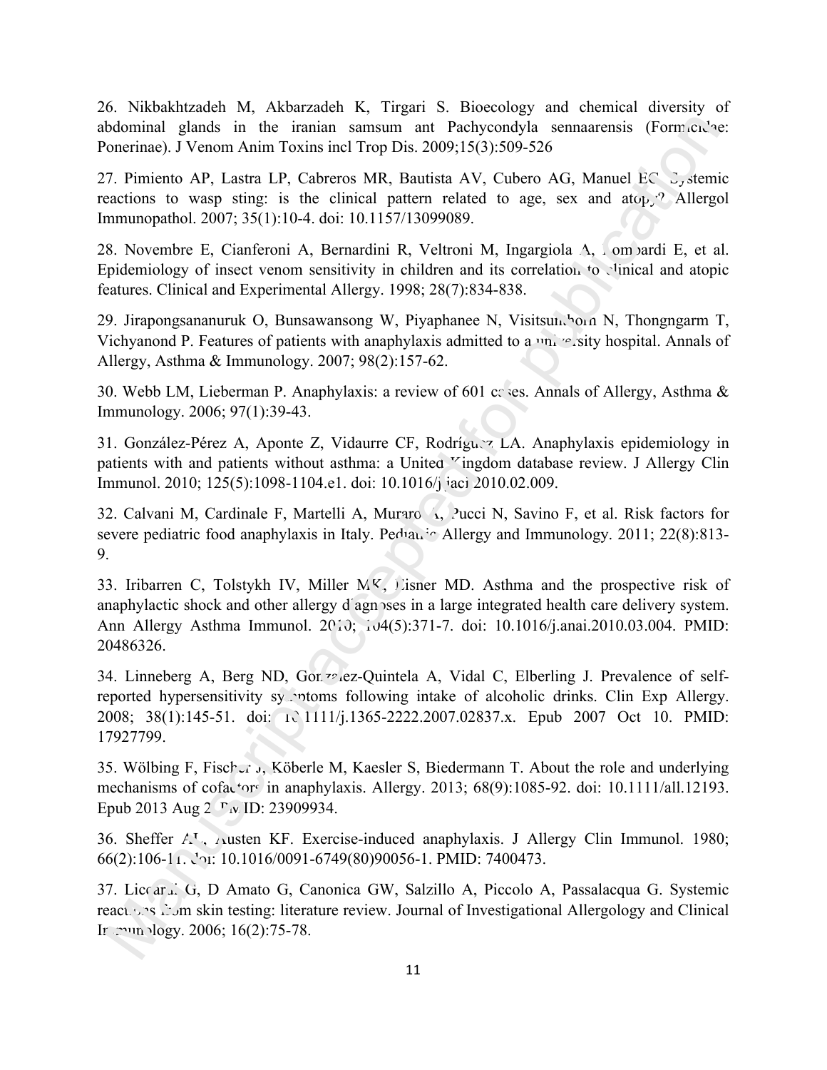26. Nikbakhtzadeh M, Akbarzadeh K, Tirgari S. Bioecology and chemical diversity of abdominal glands in the iranian samsum ant Pachycondyla sennaarensis (Formicidae: Ponerinae). J Venom Anim Toxins incl Trop Dis. 2009;15(3):509-526

27. Pimiento AP, Lastra LP, Cabreros MR, Bautista AV, Cubero AG, Manuel EC. Systemic reactions to wasp sting: is the clinical pattern related to age, sex and atopy? Allergol Immunopathol. 2007; 35(1):10-4. doi: 10.1157/13099089.

28. Novembre E, Cianferoni A, Bernardini R, Veltroni M, Ingargiola A, Lombardi E, et al. Epidemiology of insect venom sensitivity in children and its correlation to clinical and atopic features. Clinical and Experimental Allergy. 1998; 28(7):834-838.

29. Jirapongsananuruk O, Bunsawansong W, Piyaphanee N, Visitsunthorn N, Thongngarm T, Vichyanond P. Features of patients with anaphylaxis admitted to a university hospital. Annals of Allergy, Asthma & Immunology. 2007; 98(2):157-62.

30. Webb LM, Lieberman P. Anaphylaxis: a review of 601 cases. Annals of Allergy, Asthma & Immunology. 2006; 97(1):39-43.

31. González-Pérez A, Aponte Z, Vidaurre CF, Rodríguez LA. Anaphylaxis epidemiology in patients with and patients without asthma: a United Kingdom database review. J Allergy Clin Immunol. 2010; 125(5):1098-1104.e1. doi: 10.1016/j.jaci.2010.02.009.

32. Calvani M, Cardinale F, Martelli A, Muraro A, Pucci N, Savino F, et al. Risk factors for severe pediatric food anaphylaxis in Italy. Pediatric Allergy and Immunology. 2011; 22(8):813-9.

33. Iribarren C, Tolstykh IV, Miller MK, Eisner MD. Asthma and the prospective risk of anaphylactic shock and other allergy diagnoses in a large integrated health care delivery system. Ann Allergy Asthma Immunol. 2010; 104(5):371-7. doi: 10.1016/j.anai.2010.03.004. PMID: 20486326.

34. Linneberg A, Berg ND, Gonzalez-Quintela A, Vidal C, Elberling J. Prevalence of self-reported hypersensitivity symptoms following intake of alcoholic drinks. Clin Exp Allergy. 2008; 38(1):145-51. doi: 10.1111/j.1365-2222.2007.02837.x. Epub 2007 Oct 10. PMID: 17927799.

35. Wölbing F, Fischer J, Köberle M, Kaesler S, Biedermann T. About the role and underlying mechanisms of cofactors in anaphylaxis. Allergy. 2013; 68(9):1085-92. doi: 10.1111/all.12193. Epub 2013 Aug 2. PMID: 23909934.

36. Sheffer AL, Austen KF. Exercise-induced anaphylaxis. J Allergy Clin Immunol. 1980; 66(2):106-11. doi: 10.1016/0091-6749(80)90056-1. PMID: 7400473.

37. Liccardi G, D Amato G, Canonica GW, Salzillo A, Piccolo A, Passalacqua G. Systemic reactions from skin testing: literature review. Journal of Investigational Allergology and Clinical Immunology. 2006; 16(2):75-78.